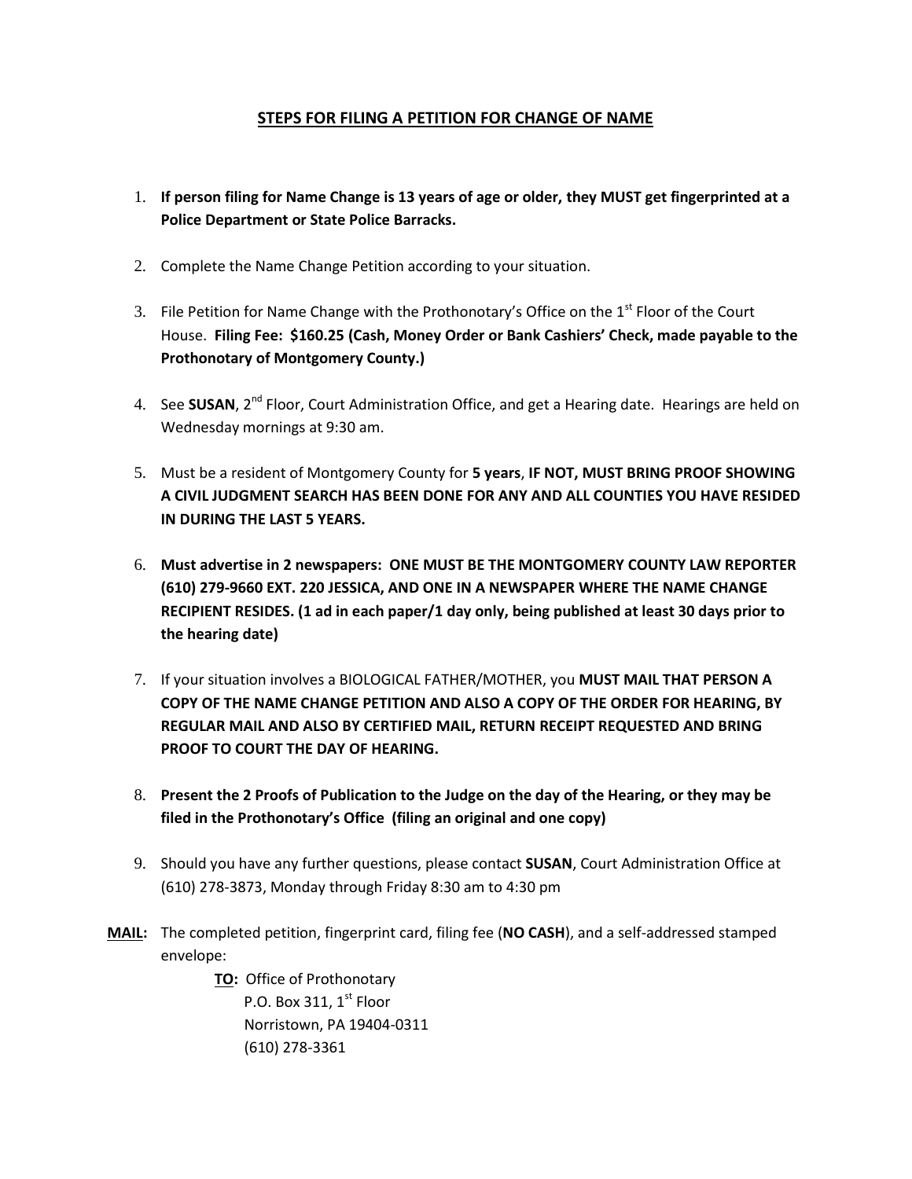# STEPS FOR FILING A PETITION FOR CHANGE OF NAME

1. **If person filing for Name Change is 13 years of age or older, they MUST get fingerprinted at a Police Department or State Police Barracks.**

2. Complete the Name Change Petition according to your situation.

3. File Petition for Name Change with the Prothonotary's Office on the 1st Floor of the Court House. **Filing Fee: $160.25 (Cash, Money Order or Bank Cashiers' Check, made payable to the Prothonotary of Montgomery County.)**

4. See **SUSAN**, 2nd Floor, Court Administration Office, and get a Hearing date. Hearings are held on Wednesday mornings at 9:30 am.

5. Must be a resident of Montgomery County for **5 years**, **IF NOT, MUST BRING PROOF SHOWING A CIVIL JUDGMENT SEARCH HAS BEEN DONE FOR ANY AND ALL COUNTIES YOU HAVE RESIDED IN DURING THE LAST 5 YEARS.**

6. **Must advertise in 2 newspapers: ONE MUST BE THE MONTGOMERY COUNTY LAW REPORTER (610) 279-9660 EXT. 220 JESSICA, AND ONE IN A NEWSPAPER WHERE THE NAME CHANGE RECIPIENT RESIDES. (1 ad in each paper/1 day only, being published at least 30 days prior to the hearing date)**

7. If your situation involves a BIOLOGICAL FATHER/MOTHER, you **MUST MAIL THAT PERSON A COPY OF THE NAME CHANGE PETITION AND ALSO A COPY OF THE ORDER FOR HEARING, BY REGULAR MAIL AND ALSO BY CERTIFIED MAIL, RETURN RECEIPT REQUESTED AND BRING PROOF TO COURT THE DAY OF HEARING.**

8. **Present the 2 Proofs of Publication to the Judge on the day of the Hearing, or they may be filed in the Prothonotary's Office (filing an original and one copy)**

9. Should you have any further questions, please contact **SUSAN**, Court Administration Office at (610) 278-3873, Monday through Friday 8:30 am to 4:30 pm

**MAIL:** The completed petition, fingerprint card, filing fee (**NO CASH**), and a self-addressed stamped envelope:

**TO:** Office of Prothonotary
P.O. Box 311, 1st Floor
Norristown, PA 19404-0311
(610) 278-3361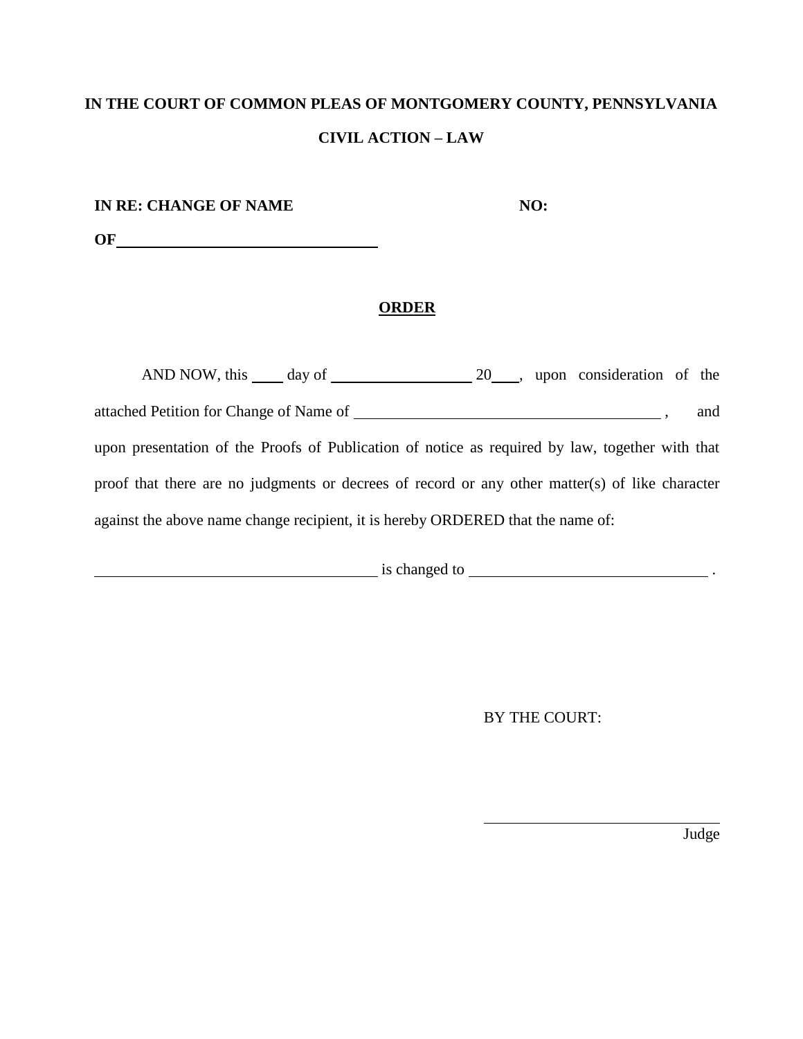**IN THE COURT OF COMMON PLEAS OF MONTGOMERY COUNTY, PENNSYLVANIA**

**CIVIL ACTION – LAW**

**IN RE: CHANGE OF NAME** **NO:**

**OF** ________________________________

**ORDER**

AND NOW, this ____ day of __________________ 20___, upon consideration of the attached Petition for Change of Name of ________________________________________ , and upon presentation of the Proofs of Publication of notice as required by law, together with that proof that there are no judgments or decrees of record or any other matter(s) of like character against the above name change recipient, it is hereby ORDERED that the name of:

____________________________________ is changed to ______________________________ .

BY THE COURT:

______________________________
Judge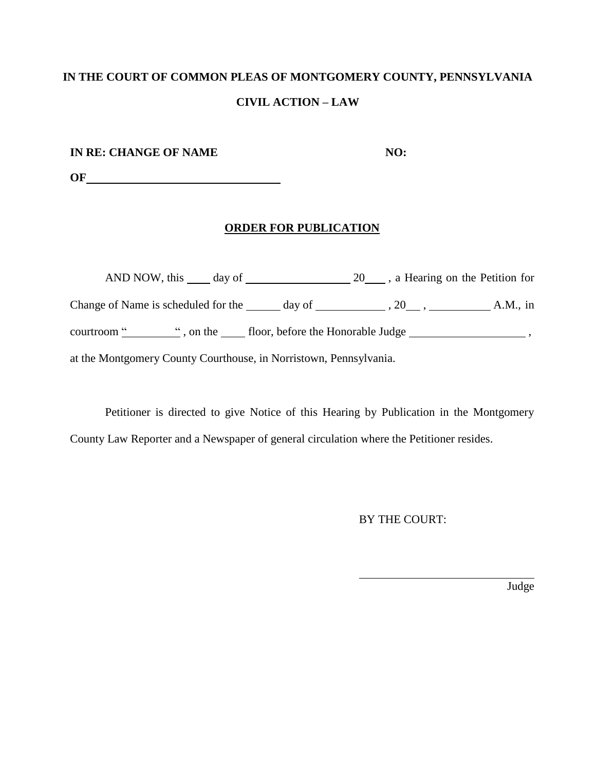**IN THE COURT OF COMMON PLEAS OF MONTGOMERY COUNTY, PENNSYLVANIA**

**CIVIL ACTION – LAW**

**IN RE: CHANGE OF NAME** **NO:**

**OF** ________________________________

**ORDER FOR PUBLICATION**

AND NOW, this ____ day of __________________ 20____ , a Hearing on the Petition for Change of Name is scheduled for the ______ day of ____________ , 20___ , __________ A.M., in courtroom "__________" , on the ____ floor, before the Honorable Judge ____________________ , at the Montgomery County Courthouse, in Norristown, Pennsylvania.

Petitioner is directed to give Notice of this Hearing by Publication in the Montgomery County Law Reporter and a Newspaper of general circulation where the Petitioner resides.

BY THE COURT:

______________________________
Judge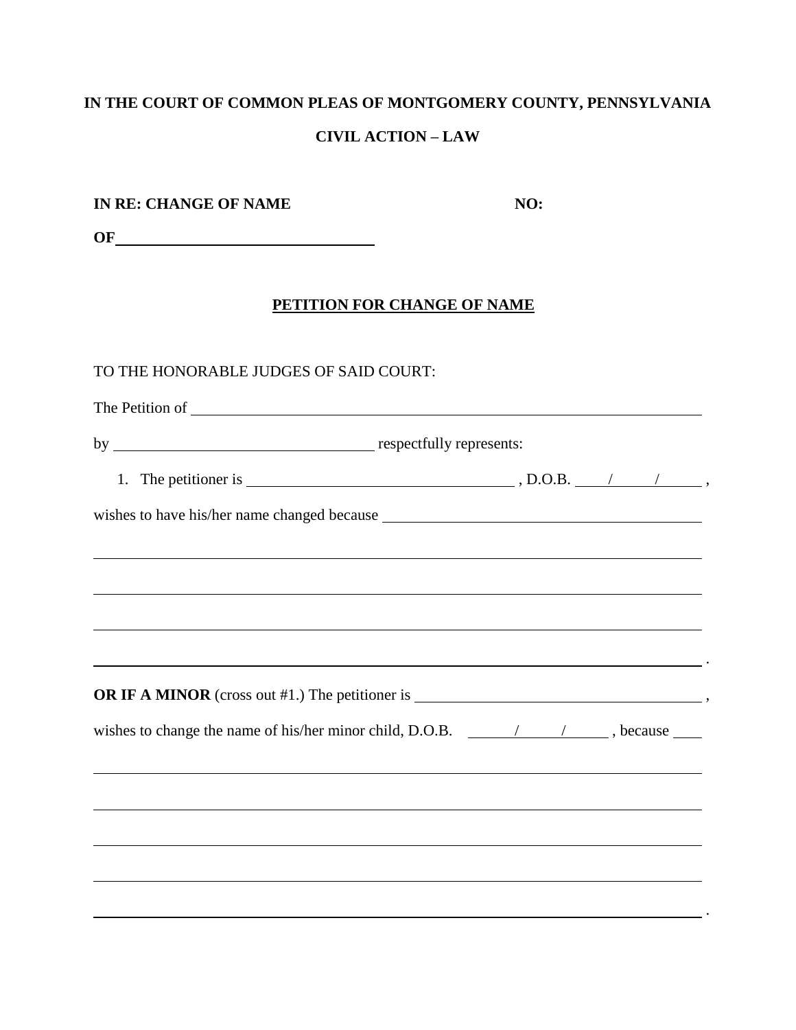**IN THE COURT OF COMMON PLEAS OF MONTGOMERY COUNTY, PENNSYLVANIA**

**CIVIL ACTION – LAW**

**IN RE: CHANGE OF NAME** **NO:**

**OF** ______________________________

## PETITION FOR CHANGE OF NAME

TO THE HONORABLE JUDGES OF SAID COURT:

The Petition of ____________________________________________________________

by ______________________________ respectfully represents:

1. The petitioner is ______________________________ , D.O.B. ____/____/_____ ,

wishes to have his/her name changed because ______________________________________

____________________________________________________________________________

____________________________________________________________________________

____________________________________________________________________________

____________________________________________________________________________ .

**OR IF A MINOR** (cross out #1.) The petitioner is ______________________________ ,

wishes to change the name of his/her minor child, D.O.B. _____/_____/_____ , because ____

____________________________________________________________________________

____________________________________________________________________________

____________________________________________________________________________

____________________________________________________________________________

____________________________________________________________________________ .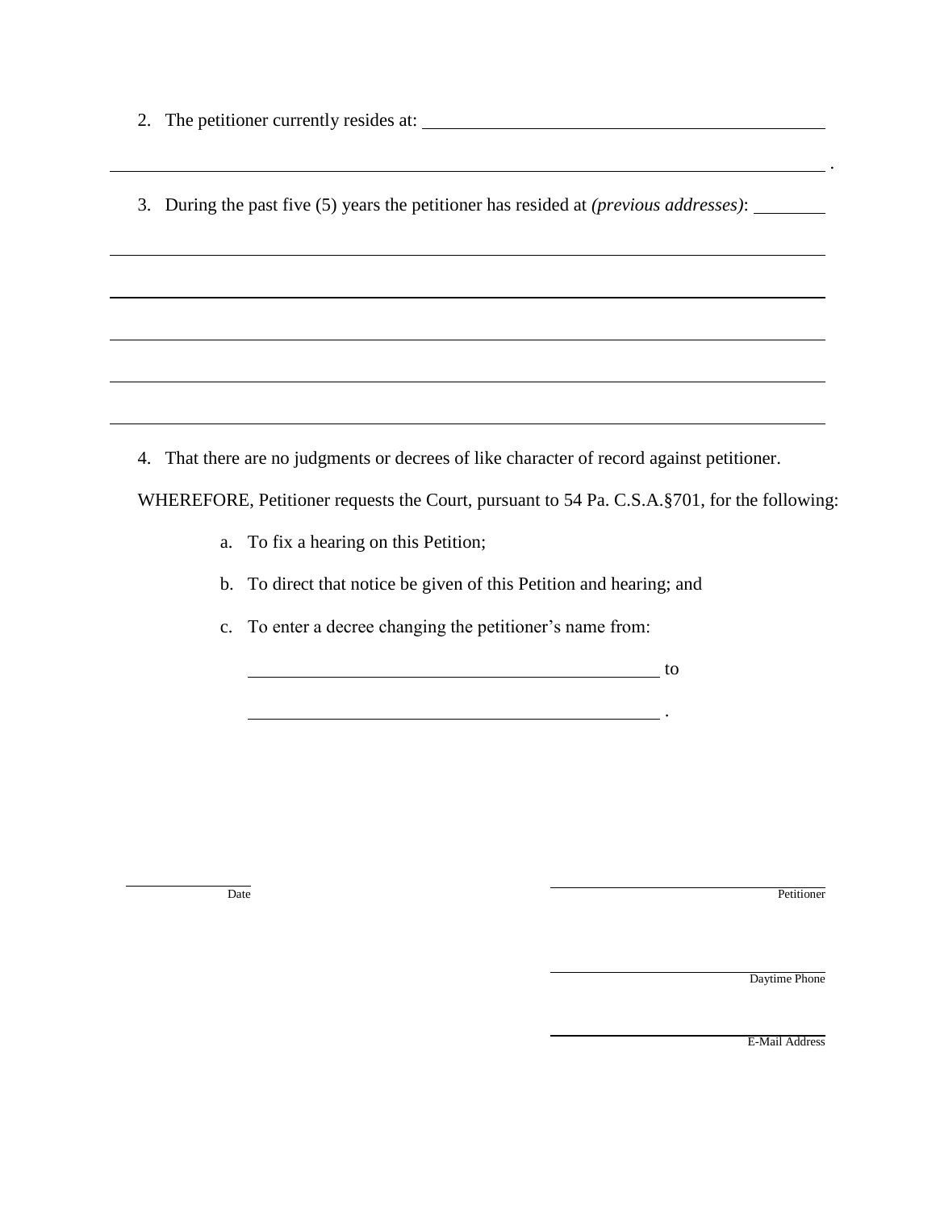2. The petitioner currently resides at: ______________________________________________

_______________________________________________________________________________ .

3. During the past five (5) years the petitioner has resided at *(previous addresses)*: ________

_______________________________________________________________________________

_______________________________________________________________________________

_______________________________________________________________________________

_______________________________________________________________________________

_______________________________________________________________________________

4. That there are no judgments or decrees of like character of record against petitioner.

WHEREFORE, Petitioner requests the Court, pursuant to 54 Pa. C.S.A.§701, for the following:

a. To fix a hearing on this Petition;

b. To direct that notice be given of this Petition and hearing; and

c. To enter a decree changing the petitioner's name from:

______________________________________________ to

______________________________________________ .

_______________ Date

___________________________________ Petitioner

___________________________________ Daytime Phone

___________________________________ E-Mail Address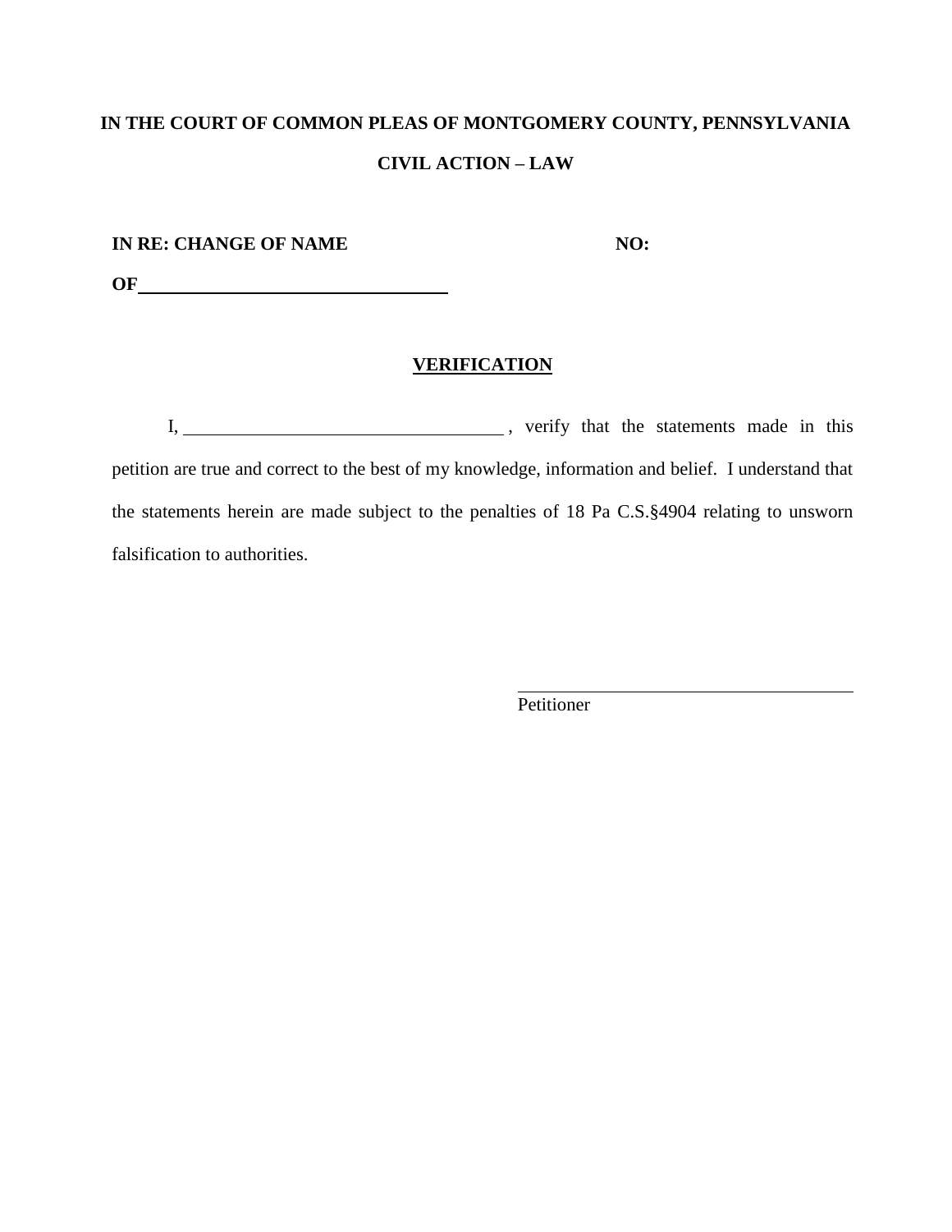**IN THE COURT OF COMMON PLEAS OF MONTGOMERY COUNTY, PENNSYLVANIA**

**CIVIL ACTION – LAW**

**IN RE: CHANGE OF NAME** **NO:**

**OF** ________________________________

## VERIFICATION

I, ________________________________ , verify that the statements made in this petition are true and correct to the best of my knowledge, information and belief. I understand that the statements herein are made subject to the penalties of 18 Pa C.S.§4904 relating to unsworn falsification to authorities.

________________________________
Petitioner